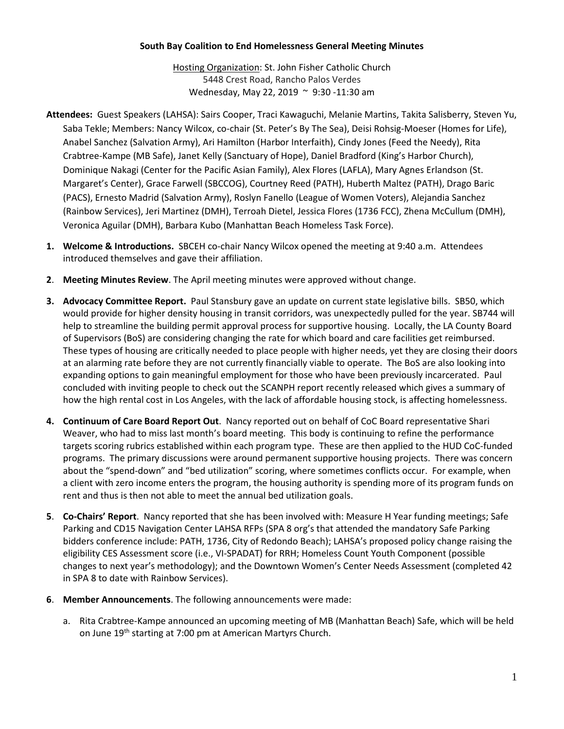**South Bay Coalition to End Homelessness General Meeting Minutes**

Hosting Organization: St. John Fisher Catholic Church
5448 Crest Road, Rancho Palos Verdes
Wednesday, May 22, 2019 ~ 9:30 -11:30 am

**Attendees:** Guest Speakers (LAHSA): Sairs Cooper, Traci Kawaguchi, Melanie Martins, Takita Salisberry, Steven Yu, Saba Tekle; Members: Nancy Wilcox, co-chair (St. Peter's By The Sea), Deisi Rohsig-Moeser (Homes for Life), Anabel Sanchez (Salvation Army), Ari Hamilton (Harbor Interfaith), Cindy Jones (Feed the Needy), Rita Crabtree-Kampe (MB Safe), Janet Kelly (Sanctuary of Hope), Daniel Bradford (King's Harbor Church), Dominique Nakagi (Center for the Pacific Asian Family), Alex Flores (LAFLA), Mary Agnes Erlandson (St. Margaret's Center), Grace Farwell (SBCCOG), Courtney Reed (PATH), Huberth Maltez (PATH), Drago Baric (PACS), Ernesto Madrid (Salvation Army), Roslyn Fanello (League of Women Voters), Alejandia Sanchez (Rainbow Services), Jeri Martinez (DMH), Terroah Dietel, Jessica Flores (1736 FCC), Zhena McCullum (DMH), Veronica Aguilar (DMH), Barbara Kubo (Manhattan Beach Homeless Task Force).

1. **Welcome & Introductions.** SBCEH co-chair Nancy Wilcox opened the meeting at 9:40 a.m. Attendees introduced themselves and gave their affiliation.

2. **Meeting Minutes Review**. The April meeting minutes were approved without change.

3. **Advocacy Committee Report.** Paul Stansbury gave an update on current state legislative bills. SB50, which would provide for higher density housing in transit corridors, was unexpectedly pulled for the year. SB744 will help to streamline the building permit approval process for supportive housing. Locally, the LA County Board of Supervisors (BoS) are considering changing the rate for which board and care facilities get reimbursed. These types of housing are critically needed to place people with higher needs, yet they are closing their doors at an alarming rate before they are not currently financially viable to operate. The BoS are also looking into expanding options to gain meaningful employment for those who have been previously incarcerated. Paul concluded with inviting people to check out the SCANPH report recently released which gives a summary of how the high rental cost in Los Angeles, with the lack of affordable housing stock, is affecting homelessness.

4. **Continuum of Care Board Report Out**. Nancy reported out on behalf of CoC Board representative Shari Weaver, who had to miss last month's board meeting. This body is continuing to refine the performance targets scoring rubrics established within each program type. These are then applied to the HUD CoC-funded programs. The primary discussions were around permanent supportive housing projects. There was concern about the "spend-down" and "bed utilization" scoring, where sometimes conflicts occur. For example, when a client with zero income enters the program, the housing authority is spending more of its program funds on rent and thus is then not able to meet the annual bed utilization goals.

5. **Co-Chairs' Report**. Nancy reported that she has been involved with: Measure H Year funding meetings; Safe Parking and CD15 Navigation Center LAHSA RFPs (SPA 8 org's that attended the mandatory Safe Parking bidders conference include: PATH, 1736, City of Redondo Beach); LAHSA's proposed policy change raising the eligibility CES Assessment score (i.e., VI-SPADAT) for RRH; Homeless Count Youth Component (possible changes to next year's methodology); and the Downtown Women's Center Needs Assessment (completed 42 in SPA 8 to date with Rainbow Services).

6. **Member Announcements**. The following announcements were made:

   a. Rita Crabtree-Kampe announced an upcoming meeting of MB (Manhattan Beach) Safe, which will be held on June 19th starting at 7:00 pm at American Martyrs Church.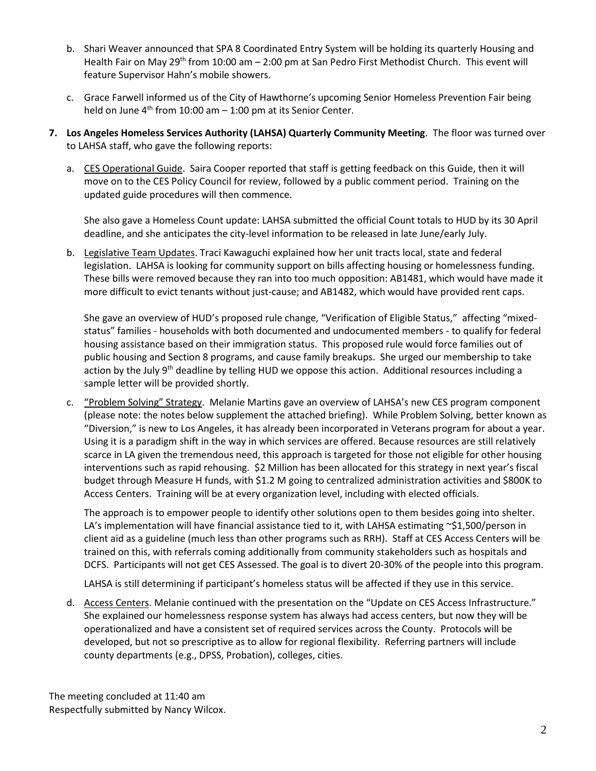b. Shari Weaver announced that SPA 8 Coordinated Entry System will be holding its quarterly Housing and Health Fair on May 29th from 10:00 am – 2:00 pm at San Pedro First Methodist Church. This event will feature Supervisor Hahn's mobile showers.

c. Grace Farwell informed us of the City of Hawthorne's upcoming Senior Homeless Prevention Fair being held on June 4th from 10:00 am – 1:00 pm at its Senior Center.

**7. Los Angeles Homeless Services Authority (LAHSA) Quarterly Community Meeting**. The floor was turned over to LAHSA staff, who gave the following reports:

a. <u>CES Operational Guide</u>. Saira Cooper reported that staff is getting feedback on this Guide, then it will move on to the CES Policy Council for review, followed by a public comment period. Training on the updated guide procedures will then commence.

She also gave a Homeless Count update: LAHSA submitted the official Count totals to HUD by its 30 April deadline, and she anticipates the city-level information to be released in late June/early July.

b. <u>Legislative Team Updates</u>. Traci Kawaguchi explained how her unit tracts local, state and federal legislation. LAHSA is looking for community support on bills affecting housing or homelessness funding. These bills were removed because they ran into too much opposition: AB1481, which would have made it more difficult to evict tenants without just-cause; and AB1482, which would have provided rent caps.

She gave an overview of HUD's proposed rule change, "Verification of Eligible Status," affecting "mixed-status" families - households with both documented and undocumented members - to qualify for federal housing assistance based on their immigration status. This proposed rule would force families out of public housing and Section 8 programs, and cause family breakups. She urged our membership to take action by the July 9th deadline by telling HUD we oppose this action. Additional resources including a sample letter will be provided shortly.

c. <u>"Problem Solving" Strategy</u>. Melanie Martins gave an overview of LAHSA's new CES program component (please note: the notes below supplement the attached briefing). While Problem Solving, better known as "Diversion," is new to Los Angeles, it has already been incorporated in Veterans program for about a year. Using it is a paradigm shift in the way in which services are offered. Because resources are still relatively scarce in LA given the tremendous need, this approach is targeted for those not eligible for other housing interventions such as rapid rehousing. $2 Million has been allocated for this strategy in next year's fiscal budget through Measure H funds, with $1.2 M going to centralized administration activities and $800K to Access Centers. Training will be at every organization level, including with elected officials.

The approach is to empower people to identify other solutions open to them besides going into shelter. LA's implementation will have financial assistance tied to it, with LAHSA estimating ~$1,500/person in client aid as a guideline (much less than other programs such as RRH). Staff at CES Access Centers will be trained on this, with referrals coming additionally from community stakeholders such as hospitals and DCFS. Participants will not get CES Assessed. The goal is to divert 20-30% of the people into this program.

LAHSA is still determining if participant's homeless status will be affected if they use in this service.

d. <u>Access Centers</u>. Melanie continued with the presentation on the "Update on CES Access Infrastructure." She explained our homelessness response system has always had access centers, but now they will be operationalized and have a consistent set of required services across the County. Protocols will be developed, but not so prescriptive as to allow for regional flexibility. Referring partners will include county departments (e.g., DPSS, Probation), colleges, cities.

The meeting concluded at 11:40 am
Respectfully submitted by Nancy Wilcox.